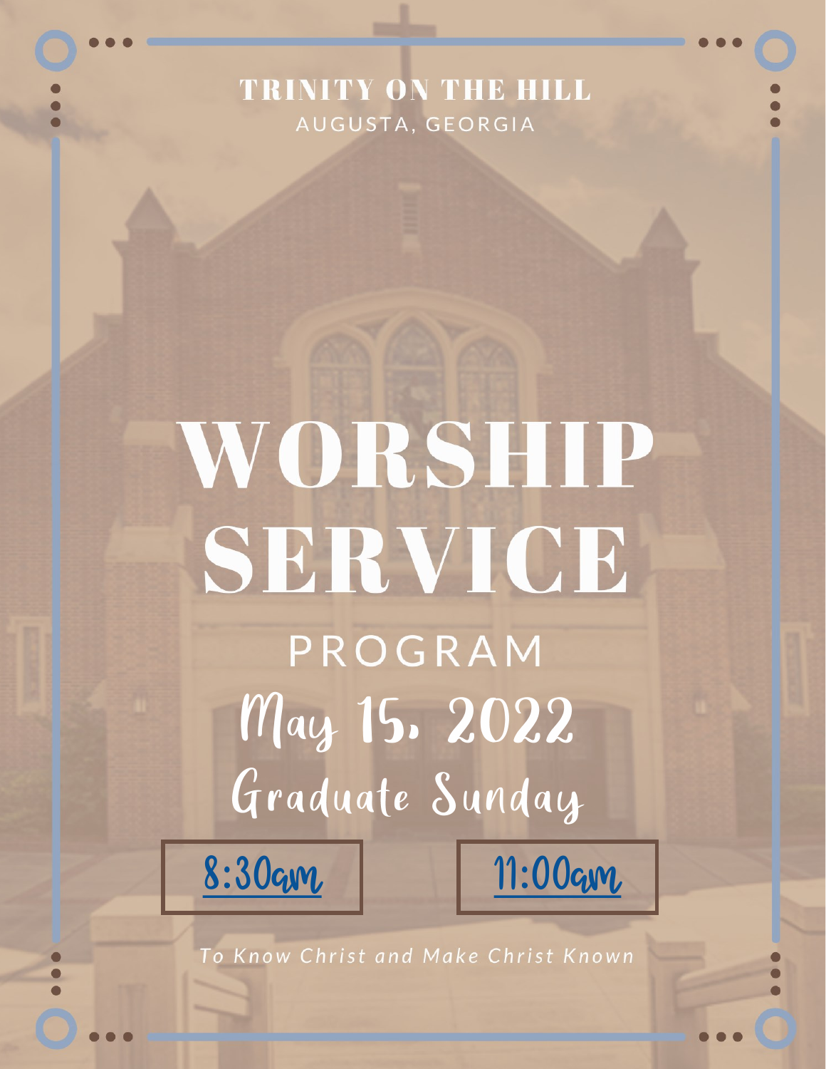TRINITY ON THE HILL

AUGUSTA, GEORGIA

# WORSHIP SERVICE

## PROGRAM

May 15, 2022

Graduate Sunday

8:30am

11:00am

*To Know Christ and Make Christ Known*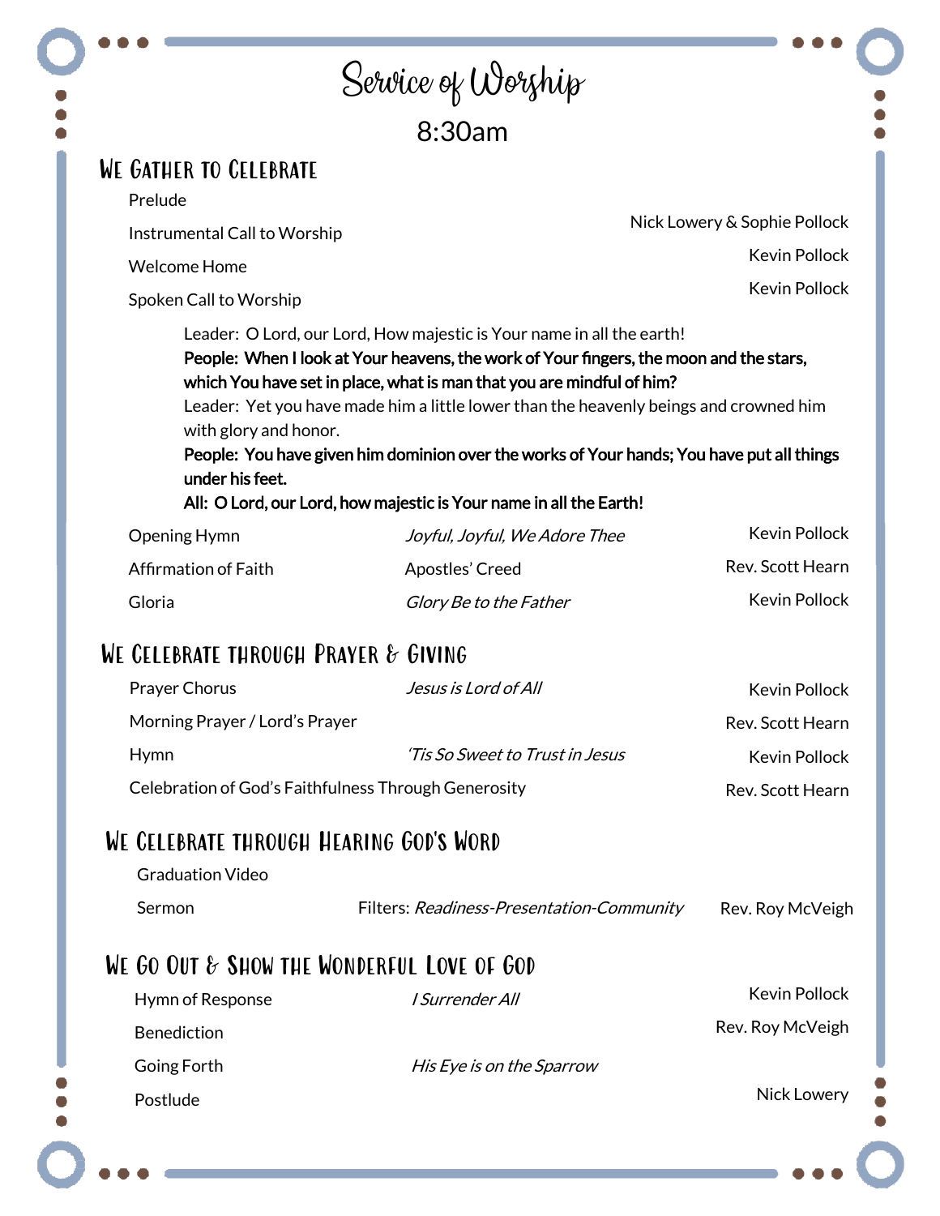# Service of Worship

8:30am

## We Gather to Celebrate

| | | |
|---|---|---|
| Prelude | | |
| Instrumental Call to Worship | | Nick Lowery & Sophie Pollock |
| Welcome Home | | Kevin Pollock |
| Spoken Call to Worship | | Kevin Pollock |

Leader: O Lord, our Lord, How majestic is Your name in all the earth!
**People: When I look at Your heavens, the work of Your fingers, the moon and the stars, which You have set in place, what is man that you are mindful of him?**
Leader: Yet you have made him a little lower than the heavenly beings and crowned him with glory and honor.
**People: You have given him dominion over the works of Your hands; You have put all things under his feet.**
**All: O Lord, our Lord, how majestic is Your name in all the Earth!**

| | | |
|---|---|---|
| Opening Hymn | *Joyful, Joyful, We Adore Thee* | Kevin Pollock |
| Affirmation of Faith | Apostles' Creed | Rev. Scott Hearn |
| Gloria | *Glory Be to the Father* | Kevin Pollock |

## We Celebrate through Prayer & Giving

| | | |
|---|---|---|
| Prayer Chorus | *Jesus is Lord of All* | Kevin Pollock |
| Morning Prayer / Lord's Prayer | | Rev. Scott Hearn |
| Hymn | *'Tis So Sweet to Trust in Jesus* | Kevin Pollock |
| Celebration of God's Faithfulness Through Generosity | | Rev. Scott Hearn |

## We Celebrate through Hearing God's Word

| | | |
|---|---|---|
| Graduation Video | | |
| Sermon | Filters: *Readiness-Presentation-Community* | Rev. Roy McVeigh |

## We Go Out & Show the Wonderful Love of God

| | | |
|---|---|---|
| Hymn of Response | *I Surrender All* | Kevin Pollock |
| Benediction | | Rev. Roy McVeigh |
| Going Forth | *His Eye is on the Sparrow* | |
| Postlude | | Nick Lowery |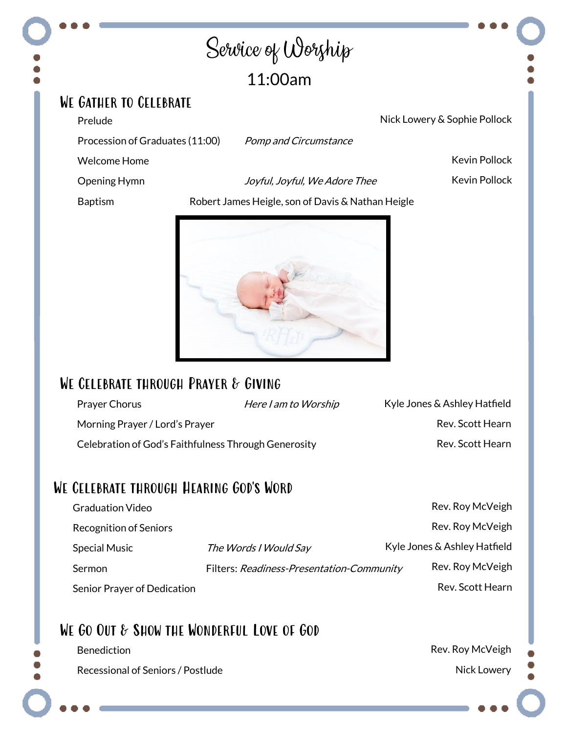# Service of Worship

11:00am

## We Gather to Celebrate

| | | |
|---|---|---|
| Prelude | | Nick Lowery & Sophie Pollock |
| Procession of Graduates (11:00) | *Pomp and Circumstance* | |
| Welcome Home | | Kevin Pollock |
| Opening Hymn | *Joyful, Joyful, We Adore Thee* | Kevin Pollock |
| Baptism | Robert James Heigle, son of Davis & Nathan Heigle | |

## We Celebrate through Prayer & Giving

| | | |
|---|---|---|
| Prayer Chorus | *Here I am to Worship* | Kyle Jones & Ashley Hatfield |
| Morning Prayer / Lord's Prayer | | Rev. Scott Hearn |
| Celebration of God's Faithfulness Through Generosity | | Rev. Scott Hearn |

## We Celebrate through Hearing God's Word

| | | |
|---|---|---|
| Graduation Video | | Rev. Roy McVeigh |
| Recognition of Seniors | | Rev. Roy McVeigh |
| Special Music | *The Words I Would Say* | Kyle Jones & Ashley Hatfield |
| Sermon | Filters: *Readiness-Presentation-Community* | Rev. Roy McVeigh |
| Senior Prayer of Dedication | | Rev. Scott Hearn |

## We Go Out & Show the Wonderful Love of God

| | |
|---|---|
| Benediction | Rev. Roy McVeigh |
| Recessional of Seniors / Postlude | Nick Lowery |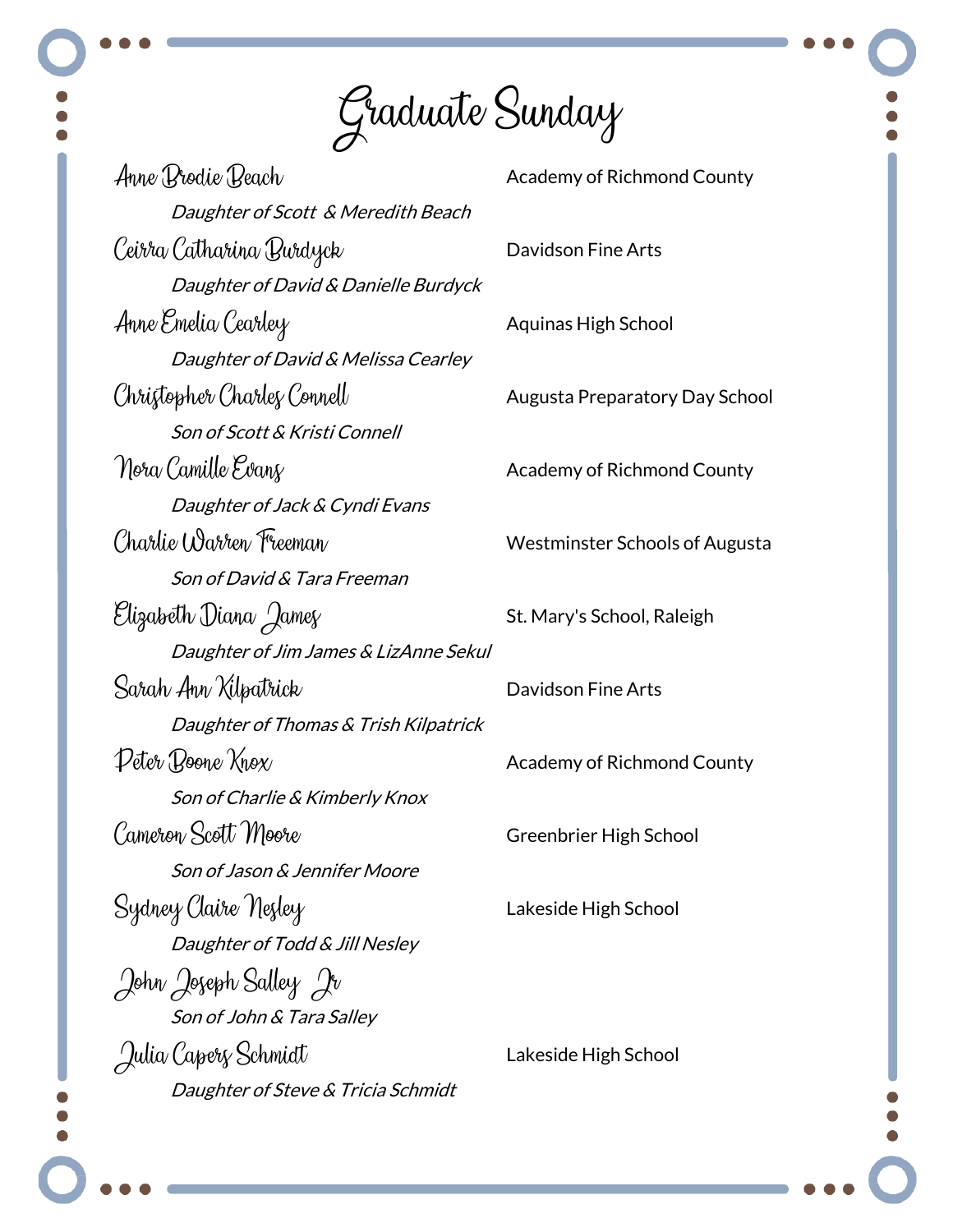# Graduate Sunday

| | |
|---|---|
| Anne Brodie Beach<br>*Daughter of Scott & Meredith Beach* | Academy of Richmond County |
| Ceirra Catharina Burdyck<br>*Daughter of David & Danielle Burdyck* | Davidson Fine Arts |
| Anne Emelia Cearley<br>*Daughter of David & Melissa Cearley* | Aquinas High School |
| Christopher Charles Connell<br>*Son of Scott & Kristi Connell* | Augusta Preparatory Day School |
| Nora Camille Evans<br>*Daughter of Jack & Cyndi Evans* | Academy of Richmond County |
| Charlie Warren Freeman<br>*Son of David & Tara Freeman* | Westminster Schools of Augusta |
| Elizabeth Diana James<br>*Daughter of Jim James & LizAnne Sekul* | St. Mary's School, Raleigh |
| Sarah Ann Kilpatrick<br>*Daughter of Thomas & Trish Kilpatrick* | Davidson Fine Arts |
| Peter Boone Knox<br>*Son of Charlie & Kimberly Knox* | Academy of Richmond County |
| Cameron Scott Moore<br>*Son of Jason & Jennifer Moore* | Greenbrier High School |
| Sydney Claire Nesley<br>*Daughter of Todd & Jill Nesley* | Lakeside High School |
| John Joseph Salley Jr<br>*Son of John & Tara Salley* | |
| Julia Capers Schmidt<br>*Daughter of Steve & Tricia Schmidt* | Lakeside High School |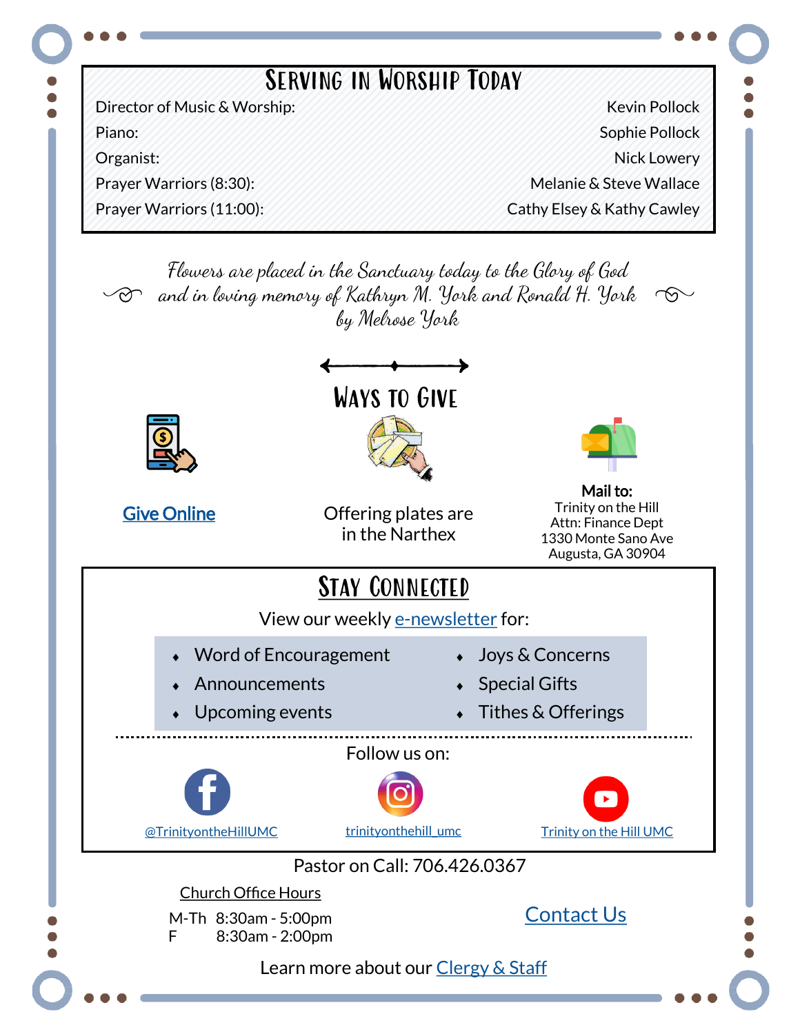## Serving in Worship Today

| | |
|---|---|
| Director of Music & Worship: | Kevin Pollock |
| Piano: | Sophie Pollock |
| Organist: | Nick Lowery |
| Prayer Warriors (8:30): | Melanie & Steve Wallace |
| Prayer Warriors (11:00): | Cathy Elsey & Kathy Cawley |

*Flowers are placed in the Sanctuary today to the Glory of God and in loving memory of Kathryn M. York and Ronald H. York by Melrose York*

## Ways to Give

Give Online

Offering plates are in the Narthex

**Mail to:**
Trinity on the Hill
Attn: Finance Dept
1330 Monte Sano Ave
Augusta, GA 30904

## Stay Connected

View our weekly e-newsletter for:

- Word of Encouragement
- Announcements
- Upcoming events
- Joys & Concerns
- Special Gifts
- Tithes & Offerings

Follow us on:

@TrinityontheHillUMC

trinityonthehill_umc

Trinity on the Hill UMC

Pastor on Call: 706.426.0367

Church Office Hours

M-Th 8:30am - 5:00pm
F 8:30am - 2:00pm

Contact Us

Learn more about our Clergy & Staff